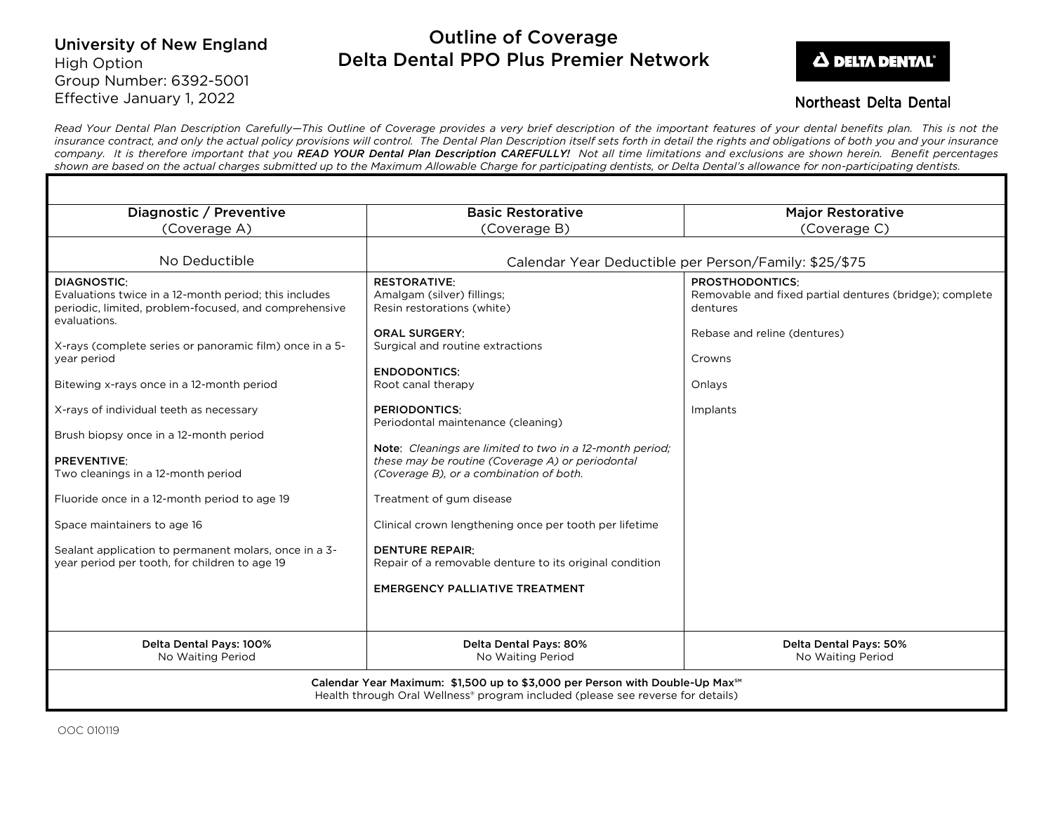University of New England
High Option
Group Number: 6392-5001
Effective January 1, 2022

# Outline of Coverage
# Delta Dental PPO Plus Premier Network

Northeast Delta Dental

*Read Your Dental Plan Description Carefully—This Outline of Coverage provides a very brief description of the important features of your dental benefits plan. This is not the insurance contract, and only the actual policy provisions will control. The Dental Plan Description itself sets forth in detail the rights and obligations of both you and your insurance company. It is therefore important that you* ***READ YOUR Dental Plan Description CAREFULLY!*** *Not all time limitations and exclusions are shown herein. Benefit percentages shown are based on the actual charges submitted up to the Maximum Allowable Charge for participating dentists, or Delta Dental's allowance for non-participating dentists.*

| Diagnostic / Preventive (Coverage A) | Basic Restorative (Coverage B) | Major Restorative (Coverage C) |
|---|---|---|
| No Deductible | Calendar Year Deductible per Person/Family: $25/$75 | |
| **DIAGNOSTIC**:<br>Evaluations twice in a 12-month period; this includes periodic, limited, problem-focused, and comprehensive evaluations.<br><br>X-rays (complete series or panoramic film) once in a 5-year period<br><br>Bitewing x-rays once in a 12-month period<br><br>X-rays of individual teeth as necessary<br><br>Brush biopsy once in a 12-month period<br><br>**PREVENTIVE**:<br>Two cleanings in a 12-month period<br><br>Fluoride once in a 12-month period to age 19<br><br>Space maintainers to age 16<br><br>Sealant application to permanent molars, once in a 3-year period per tooth, for children to age 19 | **RESTORATIVE**:<br>Amalgam (silver) fillings;<br>Resin restorations (white)<br><br>**ORAL SURGERY**:<br>Surgical and routine extractions<br><br>**ENDODONTICS**:<br>Root canal therapy<br><br>**PERIODONTICS**:<br>Periodontal maintenance (cleaning)<br><br>**Note**: *Cleanings are limited to two in a 12-month period; these may be routine (Coverage A) or periodontal (Coverage B), or a combination of both.*<br><br>Treatment of gum disease<br><br>Clinical crown lengthening once per tooth per lifetime<br><br>**DENTURE REPAIR**:<br>Repair of a removable denture to its original condition<br><br>**EMERGENCY PALLIATIVE TREATMENT** | **PROSTHODONTICS**:<br>Removable and fixed partial dentures (bridge); complete dentures<br><br>Rebase and reline (dentures)<br><br>Crowns<br><br>Onlays<br><br>Implants |
| **Delta Dental Pays: 100%**<br>No Waiting Period | **Delta Dental Pays: 80%**<br>No Waiting Period | **Delta Dental Pays: 50%**<br>No Waiting Period |
| **Calendar Year Maximum: $1,500 up to $3,000 per Person with Double-Up Max℠**<br>Health through Oral Wellness® program included (please see reverse for details) | | |

OOC 010119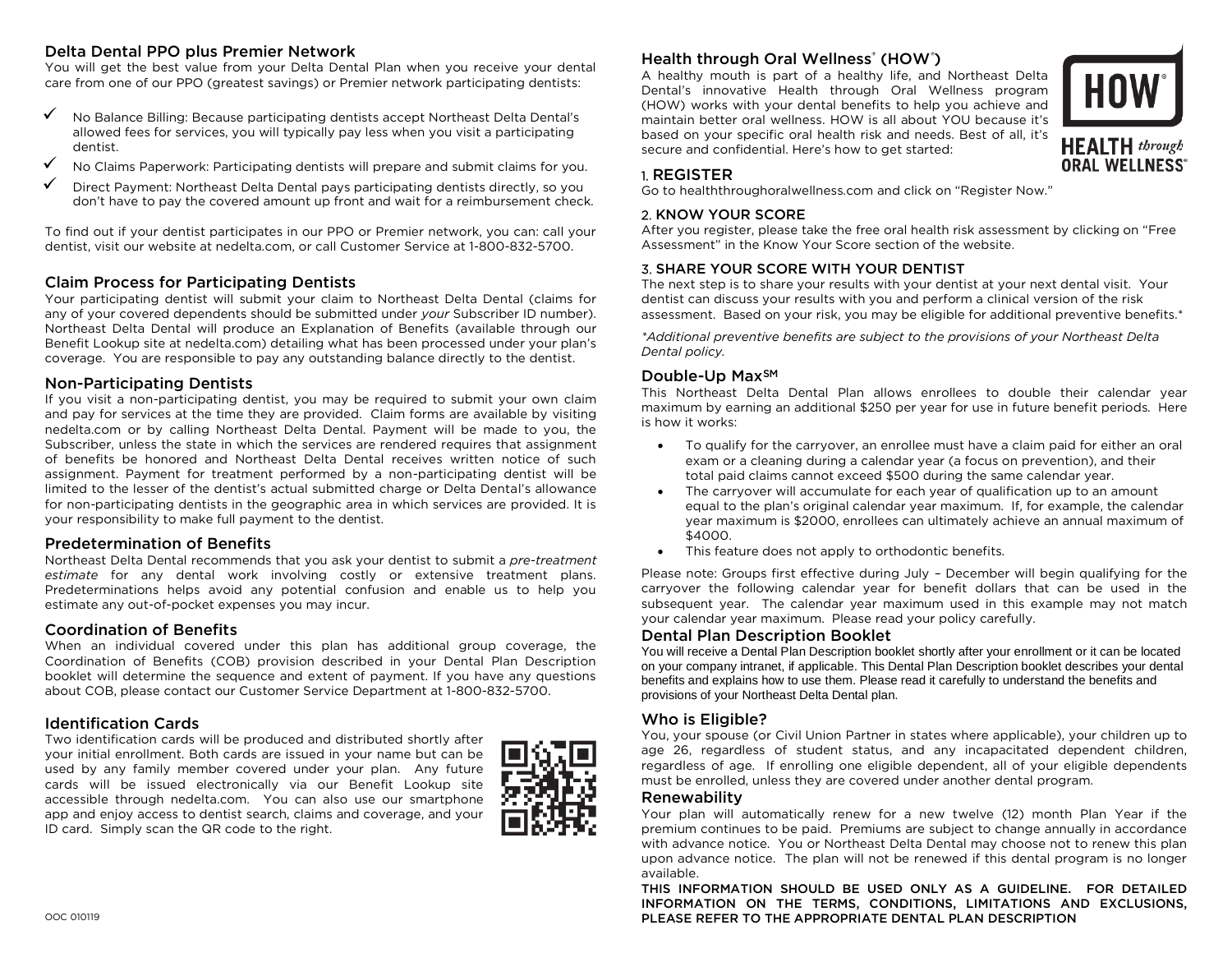## Delta Dental PPO plus Premier Network

You will get the best value from your Delta Dental Plan when you receive your dental care from one of our PPO (greatest savings) or Premier network participating dentists:

- ✓ No Balance Billing: Because participating dentists accept Northeast Delta Dental's allowed fees for services, you will typically pay less when you visit a participating dentist.
- ✓ No Claims Paperwork: Participating dentists will prepare and submit claims for you.
- ✓ Direct Payment: Northeast Delta Dental pays participating dentists directly, so you don't have to pay the covered amount up front and wait for a reimbursement check.

To find out if your dentist participates in our PPO or Premier network, you can: call your dentist, visit our website at nedelta.com, or call Customer Service at 1-800-832-5700.

## Claim Process for Participating Dentists

Your participating dentist will submit your claim to Northeast Delta Dental (claims for any of your covered dependents should be submitted under *your* Subscriber ID number). Northeast Delta Dental will produce an Explanation of Benefits (available through our Benefit Lookup site at nedelta.com) detailing what has been processed under your plan's coverage. You are responsible to pay any outstanding balance directly to the dentist.

## Non-Participating Dentists

If you visit a non-participating dentist, you may be required to submit your own claim and pay for services at the time they are provided. Claim forms are available by visiting nedelta.com or by calling Northeast Delta Dental. Payment will be made to you, the Subscriber, unless the state in which the services are rendered requires that assignment of benefits be honored and Northeast Delta Dental receives written notice of such assignment. Payment for treatment performed by a non-participating dentist will be limited to the lesser of the dentist's actual submitted charge or Delta Dental's allowance for non-participating dentists in the geographic area in which services are provided. It is your responsibility to make full payment to the dentist.

## Predetermination of Benefits

Northeast Delta Dental recommends that you ask your dentist to submit a *pre-treatment estimate* for any dental work involving costly or extensive treatment plans. Predeterminations helps avoid any potential confusion and enable us to help you estimate any out-of-pocket expenses you may incur.

## Coordination of Benefits

When an individual covered under this plan has additional group coverage, the Coordination of Benefits (COB) provision described in your Dental Plan Description booklet will determine the sequence and extent of payment. If you have any questions about COB, please contact our Customer Service Department at 1-800-832-5700.

## Identification Cards

Two identification cards will be produced and distributed shortly after your initial enrollment. Both cards are issued in your name but can be used by any family member covered under your plan. Any future cards will be issued electronically via our Benefit Lookup site accessible through nedelta.com. You can also use our smartphone app and enjoy access to dentist search, claims and coverage, and your ID card. Simply scan the QR code to the right.

OOC 010119

## Health through Oral Wellness® (HOW®)

A healthy mouth is part of a healthy life, and Northeast Delta Dental's innovative Health through Oral Wellness program (HOW) works with your dental benefits to help you achieve and maintain better oral wellness. HOW is all about YOU because it's based on your specific oral health risk and needs. Best of all, it's secure and confidential. Here's how to get started:

HOW® HEALTH *through* ORAL WELLNESS®

### 1. REGISTER

Go to healththroughoralwellness.com and click on "Register Now."

### 2. KNOW YOUR SCORE

After you register, please take the free oral health risk assessment by clicking on "Free Assessment" in the Know Your Score section of the website.

### 3. SHARE YOUR SCORE WITH YOUR DENTIST

The next step is to share your results with your dentist at your next dental visit. Your dentist can discuss your results with you and perform a clinical version of the risk assessment. Based on your risk, you may be eligible for additional preventive benefits.*

*\*Additional preventive benefits are subject to the provisions of your Northeast Delta Dental policy.*

## Double-Up Max℠

This Northeast Delta Dental Plan allows enrollees to double their calendar year maximum by earning an additional $250 per year for use in future benefit periods. Here is how it works:

- To qualify for the carryover, an enrollee must have a claim paid for either an oral exam or a cleaning during a calendar year (a focus on prevention), and their total paid claims cannot exceed $500 during the same calendar year.
- The carryover will accumulate for each year of qualification up to an amount equal to the plan's original calendar year maximum. If, for example, the calendar year maximum is $2000, enrollees can ultimately achieve an annual maximum of $4000.
- This feature does not apply to orthodontic benefits.

Please note: Groups first effective during July – December will begin qualifying for the carryover the following calendar year for benefit dollars that can be used in the subsequent year. The calendar year maximum used in this example may not match your calendar year maximum. Please read your policy carefully.

## Dental Plan Description Booklet

You will receive a Dental Plan Description booklet shortly after your enrollment or it can be located on your company intranet, if applicable. This Dental Plan Description booklet describes your dental benefits and explains how to use them. Please read it carefully to understand the benefits and provisions of your Northeast Delta Dental plan.

## Who is Eligible?

You, your spouse (or Civil Union Partner in states where applicable), your children up to age 26, regardless of student status, and any incapacitated dependent children, regardless of age. If enrolling one eligible dependent, all of your eligible dependents must be enrolled, unless they are covered under another dental program.

## Renewability

Your plan will automatically renew for a new twelve (12) month Plan Year if the premium continues to be paid. Premiums are subject to change annually in accordance with advance notice. You or Northeast Delta Dental may choose not to renew this plan upon advance notice. The plan will not be renewed if this dental program is no longer available.

**THIS INFORMATION SHOULD BE USED ONLY AS A GUIDELINE. FOR DETAILED INFORMATION ON THE TERMS, CONDITIONS, LIMITATIONS AND EXCLUSIONS, PLEASE REFER TO THE APPROPRIATE DENTAL PLAN DESCRIPTION**